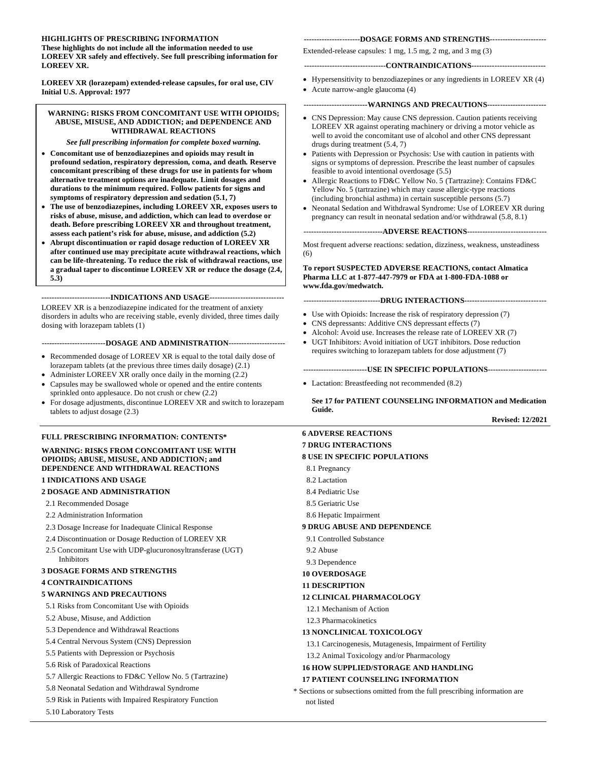**HIGHLIGHTS OF PRESCRIBING INFORMATION**
**These highlights do not include all the information needed to use LOREEV XR safely and effectively. See full prescribing information for LOREEV XR.**

**LOREEV XR (lorazepam) extended-release capsules, for oral use, CIV**
**Initial U.S. Approval: 1977**

**WARNING: RISKS FROM CONCOMITANT USE WITH OPIOIDS; ABUSE, MISUSE, AND ADDICTION; and DEPENDENCE AND WITHDRAWAL REACTIONS**

***See full prescribing information for complete boxed warning.***

- **Concomitant use of benzodiazepines and opioids may result in profound sedation, respiratory depression, coma, and death. Reserve concomitant prescribing of these drugs for use in patients for whom alternative treatment options are inadequate. Limit dosages and durations to the minimum required. Follow patients for signs and symptoms of respiratory depression and sedation (5.1, 7)**
- **The use of benzodiazepines, including LOREEV XR, exposes users to risks of abuse, misuse, and addiction, which can lead to overdose or death. Before prescribing LOREEV XR and throughout treatment, assess each patient's risk for abuse, misuse, and addiction (5.2)**
- **Abrupt discontinuation or rapid dosage reduction of LOREEV XR after continued use may precipitate acute withdrawal reactions, which can be life-threatening. To reduce the risk of withdrawal reactions, use a gradual taper to discontinue LOREEV XR or reduce the dosage (2.4, 5.3)**

**---------------------------INDICATIONS AND USAGE-----------------------------**

LOREEV XR is a benzodiazepine indicated for the treatment of anxiety disorders in adults who are receiving stable, evenly divided, three times daily dosing with lorazepam tablets (1)

**-------------------------DOSAGE AND ADMINISTRATION----------------------**

- Recommended dosage of LOREEV XR is equal to the total daily dose of lorazepam tablets (at the previous three times daily dosage) (2.1)
- Administer LOREEV XR orally once daily in the morning (2.2)
- Capsules may be swallowed whole or opened and the entire contents sprinkled onto applesauce. Do not crush or chew (2.2)
- For dosage adjustments, discontinue LOREEV XR and switch to lorazepam tablets to adjust dosage (2.3)

**----------------------DOSAGE FORMS AND STRENGTHS---------------------**

Extended-release capsules: 1 mg, 1.5 mg, 2 mg, and 3 mg (3)

**--------------------------------CONTRAINDICATIONS----------------------------**

- Hypersensitivity to benzodiazepines or any ingredients in LOREEV XR (4)
- Acute narrow-angle glaucoma (4)

**-------------------------WARNINGS AND PRECAUTIONS-----------------------**

- CNS Depression: May cause CNS depression. Caution patients receiving LOREEV XR against operating machinery or driving a motor vehicle as well to avoid the concomitant use of alcohol and other CNS depressant drugs during treatment (5.4, 7)
- Patients with Depression or Psychosis: Use with caution in patients with signs or symptoms of depression. Prescribe the least number of capsules feasible to avoid intentional overdosage (5.5)
- Allergic Reactions to FD&C Yellow No. 5 (Tartrazine): Contains FD&C Yellow No. 5 (tartrazine) which may cause allergic-type reactions (including bronchial asthma) in certain susceptible persons (5.7)
- Neonatal Sedation and Withdrawal Syndrome: Use of LOREEV XR during pregnancy can result in neonatal sedation and/or withdrawal (5.8, 8.1)

**-------------------------------ADVERSE REACTIONS-------------------------------**

Most frequent adverse reactions: sedation, dizziness, weakness, unsteadiness (6)

**To report SUSPECTED ADVERSE REACTIONS, contact Almatica Pharma LLC at 1-877-447-7979 or FDA at 1-800-FDA-1088 or www.fda.gov/medwatch.**

**------------------------------DRUG INTERACTIONS--------------------------------**

- Use with Opioids: Increase the risk of respiratory depression (7)
- CNS depressants: Additive CNS depressant effects (7)
- Alcohol: Avoid use. Increases the release rate of LOREEV XR (7)
- UGT Inhibitors: Avoid initiation of UGT inhibitors. Dose reduction requires switching to lorazepam tablets for dose adjustment (7)

**-------------------------USE IN SPECIFIC POPULATIONS-----------------------**

- Lactation: Breastfeeding not recommended (8.2)

**See 17 for PATIENT COUNSELING INFORMATION and Medication Guide.**

**Revised: 12/2021**

**FULL PRESCRIBING INFORMATION: CONTENTS***

**WARNING: RISKS FROM CONCOMITANT USE WITH OPIOIDS; ABUSE, MISUSE, AND ADDICTION; and DEPENDENCE AND WITHDRAWAL REACTIONS**

**1 INDICATIONS AND USAGE**

**2 DOSAGE AND ADMINISTRATION**

2.1 Recommended Dosage
2.2 Administration Information
2.3 Dosage Increase for Inadequate Clinical Response
2.4 Discontinuation or Dosage Reduction of LOREEV XR
2.5 Concomitant Use with UDP-glucuronosyltransferase (UGT) Inhibitors

**3 DOSAGE FORMS AND STRENGTHS**

**4 CONTRAINDICATIONS**

**5 WARNINGS AND PRECAUTIONS**

5.1 Risks from Concomitant Use with Opioids
5.2 Abuse, Misuse, and Addiction
5.3 Dependence and Withdrawal Reactions
5.4 Central Nervous System (CNS) Depression
5.5 Patients with Depression or Psychosis
5.6 Risk of Paradoxical Reactions
5.7 Allergic Reactions to FD&C Yellow No. 5 (Tartrazine)
5.8 Neonatal Sedation and Withdrawal Syndrome
5.9 Risk in Patients with Impaired Respiratory Function
5.10 Laboratory Tests

**6 ADVERSE REACTIONS**

**7 DRUG INTERACTIONS**

**8 USE IN SPECIFIC POPULATIONS**

8.1 Pregnancy
8.2 Lactation
8.4 Pediatric Use
8.5 Geriatric Use
8.6 Hepatic Impairment

**9 DRUG ABUSE AND DEPENDENCE**

9.1 Controlled Substance
9.2 Abuse
9.3 Dependence

**10 OVERDOSAGE**

**11 DESCRIPTION**

**12 CLINICAL PHARMACOLOGY**

12.1 Mechanism of Action
12.3 Pharmacokinetics

**13 NONCLINICAL TOXICOLOGY**

13.1 Carcinogenesis, Mutagenesis, Impairment of Fertility
13.2 Animal Toxicology and/or Pharmacology

**16 HOW SUPPLIED/STORAGE AND HANDLING**

**17 PATIENT COUNSELING INFORMATION**

* Sections or subsections omitted from the full prescribing information are not listed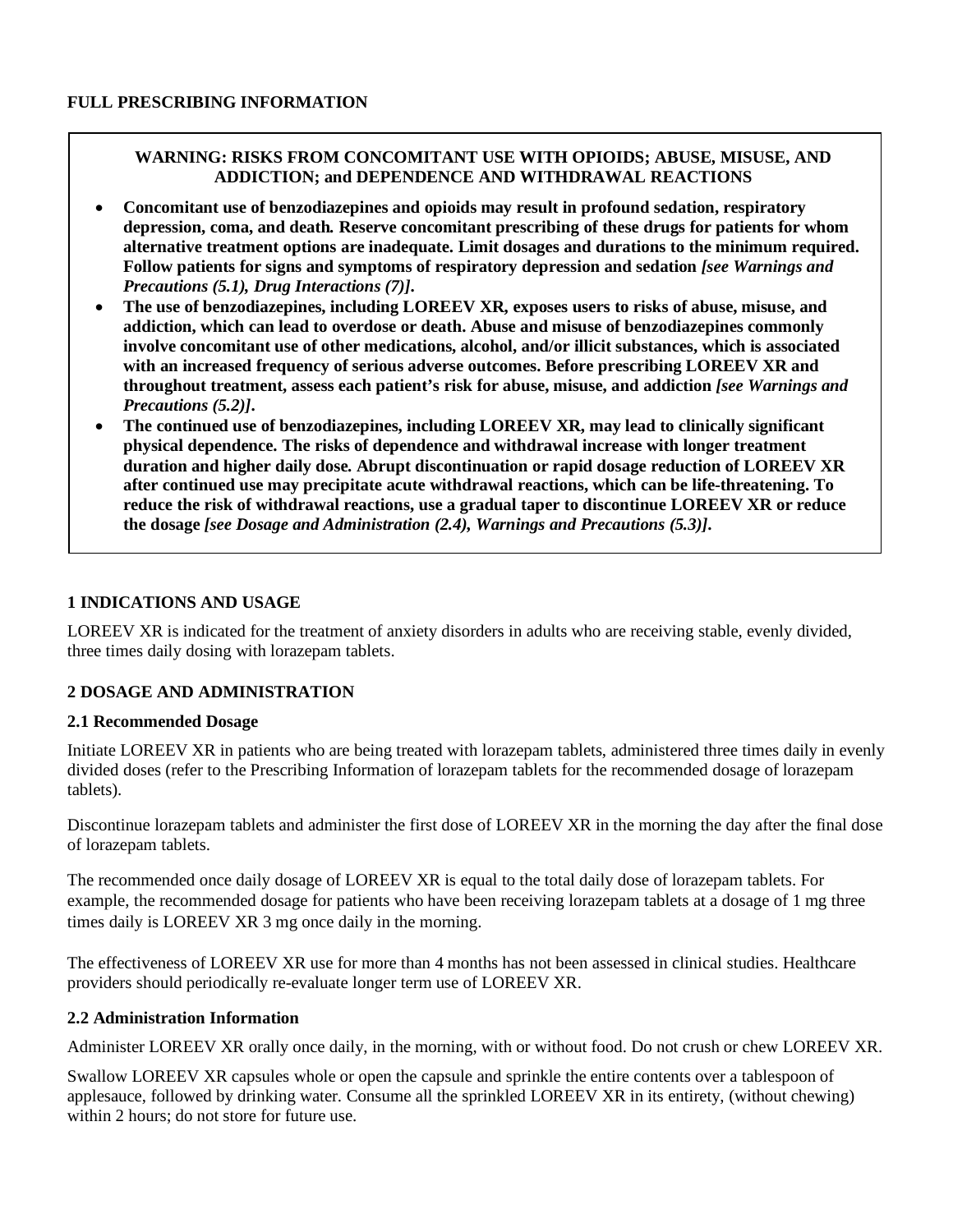# FULL PRESCRIBING INFORMATION

**WARNING: RISKS FROM CONCOMITANT USE WITH OPIOIDS; ABUSE, MISUSE, AND ADDICTION; and DEPENDENCE AND WITHDRAWAL REACTIONS**

- **Concomitant use of benzodiazepines and opioids may result in profound sedation, respiratory depression, coma, and death. Reserve concomitant prescribing of these drugs for patients for whom alternative treatment options are inadequate. Limit dosages and durations to the minimum required. Follow patients for signs and symptoms of respiratory depression and sedation *[see Warnings and Precautions (5.1), Drug Interactions (7)]*.**
- **The use of benzodiazepines, including LOREEV XR, exposes users to risks of abuse, misuse, and addiction, which can lead to overdose or death. Abuse and misuse of benzodiazepines commonly involve concomitant use of other medications, alcohol, and/or illicit substances, which is associated with an increased frequency of serious adverse outcomes. Before prescribing LOREEV XR and throughout treatment, assess each patient's risk for abuse, misuse, and addiction *[see Warnings and Precautions (5.2)]*.**
- **The continued use of benzodiazepines, including LOREEV XR, may lead to clinically significant physical dependence. The risks of dependence and withdrawal increase with longer treatment duration and higher daily dose. Abrupt discontinuation or rapid dosage reduction of LOREEV XR after continued use may precipitate acute withdrawal reactions, which can be life-threatening. To reduce the risk of withdrawal reactions, use a gradual taper to discontinue LOREEV XR or reduce the dosage *[see Dosage and Administration (2.4), Warnings and Precautions (5.3)]*.**

## 1 INDICATIONS AND USAGE

LOREEV XR is indicated for the treatment of anxiety disorders in adults who are receiving stable, evenly divided, three times daily dosing with lorazepam tablets.

## 2 DOSAGE AND ADMINISTRATION

### 2.1 Recommended Dosage

Initiate LOREEV XR in patients who are being treated with lorazepam tablets, administered three times daily in evenly divided doses (refer to the Prescribing Information of lorazepam tablets for the recommended dosage of lorazepam tablets).

Discontinue lorazepam tablets and administer the first dose of LOREEV XR in the morning the day after the final dose of lorazepam tablets.

The recommended once daily dosage of LOREEV XR is equal to the total daily dose of lorazepam tablets. For example, the recommended dosage for patients who have been receiving lorazepam tablets at a dosage of 1 mg three times daily is LOREEV XR 3 mg once daily in the morning.

The effectiveness of LOREEV XR use for more than 4 months has not been assessed in clinical studies. Healthcare providers should periodically re-evaluate longer term use of LOREEV XR.

### 2.2 Administration Information

Administer LOREEV XR orally once daily, in the morning, with or without food. Do not crush or chew LOREEV XR.

Swallow LOREEV XR capsules whole or open the capsule and sprinkle the entire contents over a tablespoon of applesauce, followed by drinking water. Consume all the sprinkled LOREEV XR in its entirety, (without chewing) within 2 hours; do not store for future use.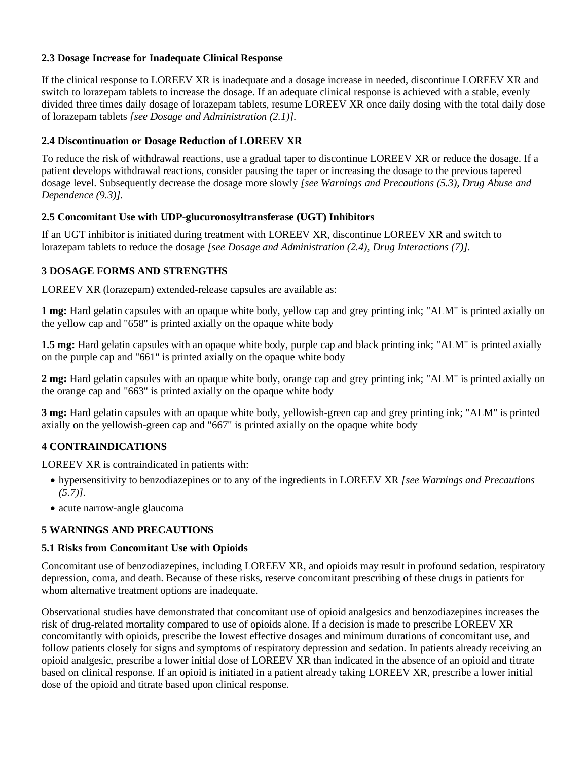### 2.3 Dosage Increase for Inadequate Clinical Response

If the clinical response to LOREEV XR is inadequate and a dosage increase in needed, discontinue LOREEV XR and switch to lorazepam tablets to increase the dosage. If an adequate clinical response is achieved with a stable, evenly divided three times daily dosage of lorazepam tablets, resume LOREEV XR once daily dosing with the total daily dose of lorazepam tablets *[see Dosage and Administration (2.1)]*.

### 2.4 Discontinuation or Dosage Reduction of LOREEV XR

To reduce the risk of withdrawal reactions, use a gradual taper to discontinue LOREEV XR or reduce the dosage. If a patient develops withdrawal reactions, consider pausing the taper or increasing the dosage to the previous tapered dosage level. Subsequently decrease the dosage more slowly *[see Warnings and Precautions (5.3), Drug Abuse and Dependence (9.3)]*.

### 2.5 Concomitant Use with UDP-glucuronosyltransferase (UGT) Inhibitors

If an UGT inhibitor is initiated during treatment with LOREEV XR, discontinue LOREEV XR and switch to lorazepam tablets to reduce the dosage *[see Dosage and Administration (2.4), Drug Interactions (7)]*.

## 3 DOSAGE FORMS AND STRENGTHS

LOREEV XR (lorazepam) extended-release capsules are available as:

**1 mg:** Hard gelatin capsules with an opaque white body, yellow cap and grey printing ink; "ALM" is printed axially on the yellow cap and "658" is printed axially on the opaque white body

**1.5 mg:** Hard gelatin capsules with an opaque white body, purple cap and black printing ink; "ALM" is printed axially on the purple cap and "661" is printed axially on the opaque white body

**2 mg:** Hard gelatin capsules with an opaque white body, orange cap and grey printing ink; "ALM" is printed axially on the orange cap and "663" is printed axially on the opaque white body

**3 mg:** Hard gelatin capsules with an opaque white body, yellowish-green cap and grey printing ink; "ALM" is printed axially on the yellowish-green cap and "667" is printed axially on the opaque white body

## 4 CONTRAINDICATIONS

LOREEV XR is contraindicated in patients with:

- hypersensitivity to benzodiazepines or to any of the ingredients in LOREEV XR *[see Warnings and Precautions (5.7)]*.
- acute narrow-angle glaucoma

## 5 WARNINGS AND PRECAUTIONS

### 5.1 Risks from Concomitant Use with Opioids

Concomitant use of benzodiazepines, including LOREEV XR, and opioids may result in profound sedation, respiratory depression, coma, and death. Because of these risks, reserve concomitant prescribing of these drugs in patients for whom alternative treatment options are inadequate.

Observational studies have demonstrated that concomitant use of opioid analgesics and benzodiazepines increases the risk of drug-related mortality compared to use of opioids alone. If a decision is made to prescribe LOREEV XR concomitantly with opioids, prescribe the lowest effective dosages and minimum durations of concomitant use, and follow patients closely for signs and symptoms of respiratory depression and sedation. In patients already receiving an opioid analgesic, prescribe a lower initial dose of LOREEV XR than indicated in the absence of an opioid and titrate based on clinical response. If an opioid is initiated in a patient already taking LOREEV XR, prescribe a lower initial dose of the opioid and titrate based upon clinical response.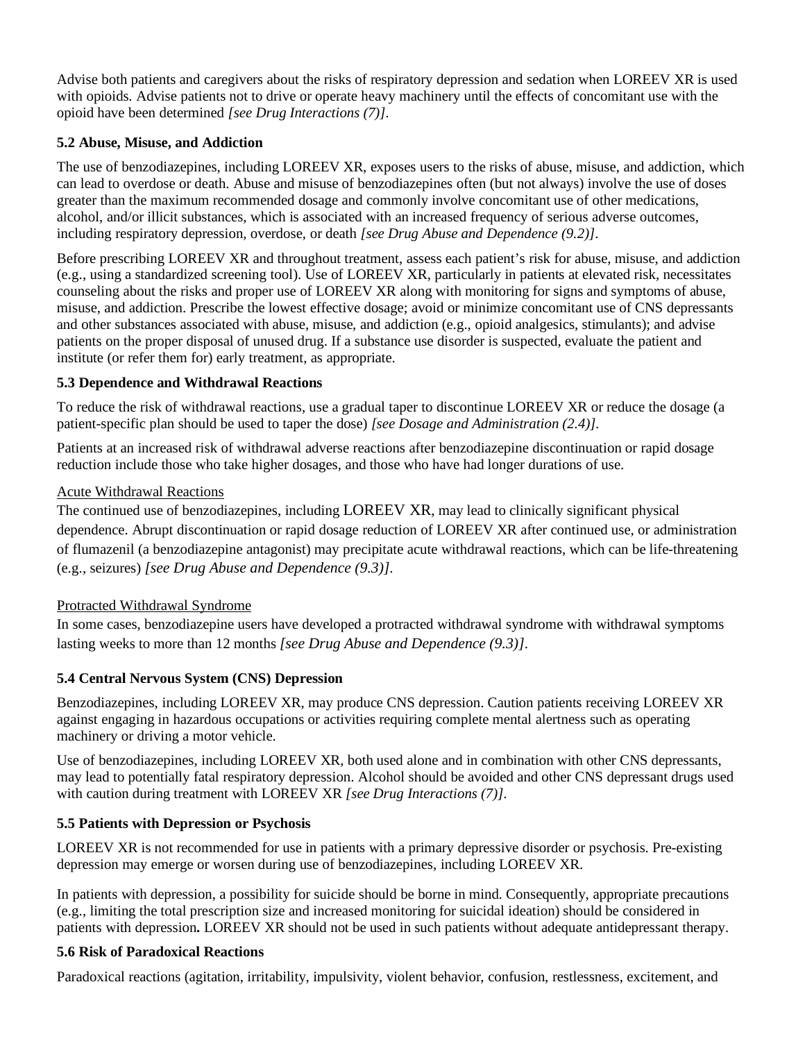Advise both patients and caregivers about the risks of respiratory depression and sedation when LOREEV XR is used with opioids. Advise patients not to drive or operate heavy machinery until the effects of concomitant use with the opioid have been determined *[see Drug Interactions (7)]*.

### 5.2 Abuse, Misuse, and Addiction

The use of benzodiazepines, including LOREEV XR, exposes users to the risks of abuse, misuse, and addiction, which can lead to overdose or death. Abuse and misuse of benzodiazepines often (but not always) involve the use of doses greater than the maximum recommended dosage and commonly involve concomitant use of other medications, alcohol, and/or illicit substances, which is associated with an increased frequency of serious adverse outcomes, including respiratory depression, overdose, or death *[see Drug Abuse and Dependence (9.2)]*.

Before prescribing LOREEV XR and throughout treatment, assess each patient's risk for abuse, misuse, and addiction (e.g., using a standardized screening tool). Use of LOREEV XR, particularly in patients at elevated risk, necessitates counseling about the risks and proper use of LOREEV XR along with monitoring for signs and symptoms of abuse, misuse, and addiction. Prescribe the lowest effective dosage; avoid or minimize concomitant use of CNS depressants and other substances associated with abuse, misuse, and addiction (e.g., opioid analgesics, stimulants); and advise patients on the proper disposal of unused drug. If a substance use disorder is suspected, evaluate the patient and institute (or refer them for) early treatment, as appropriate.

### 5.3 Dependence and Withdrawal Reactions

To reduce the risk of withdrawal reactions, use a gradual taper to discontinue LOREEV XR or reduce the dosage (a patient-specific plan should be used to taper the dose) *[see Dosage and Administration (2.4)]*.

Patients at an increased risk of withdrawal adverse reactions after benzodiazepine discontinuation or rapid dosage reduction include those who take higher dosages, and those who have had longer durations of use.

Acute Withdrawal Reactions

The continued use of benzodiazepines, including LOREEV XR, may lead to clinically significant physical dependence. Abrupt discontinuation or rapid dosage reduction of LOREEV XR after continued use, or administration of flumazenil (a benzodiazepine antagonist) may precipitate acute withdrawal reactions, which can be life-threatening (e.g., seizures) *[see Drug Abuse and Dependence (9.3)]*.

Protracted Withdrawal Syndrome

In some cases, benzodiazepine users have developed a protracted withdrawal syndrome with withdrawal symptoms lasting weeks to more than 12 months *[see Drug Abuse and Dependence (9.3)]*.

### 5.4 Central Nervous System (CNS) Depression

Benzodiazepines, including LOREEV XR, may produce CNS depression. Caution patients receiving LOREEV XR against engaging in hazardous occupations or activities requiring complete mental alertness such as operating machinery or driving a motor vehicle.

Use of benzodiazepines, including LOREEV XR, both used alone and in combination with other CNS depressants, may lead to potentially fatal respiratory depression. Alcohol should be avoided and other CNS depressant drugs used with caution during treatment with LOREEV XR *[see Drug Interactions (7)]*.

### 5.5 Patients with Depression or Psychosis

LOREEV XR is not recommended for use in patients with a primary depressive disorder or psychosis. Pre-existing depression may emerge or worsen during use of benzodiazepines, including LOREEV XR.

In patients with depression, a possibility for suicide should be borne in mind. Consequently, appropriate precautions (e.g., limiting the total prescription size and increased monitoring for suicidal ideation) should be considered in patients with depression**.** LOREEV XR should not be used in such patients without adequate antidepressant therapy.

### 5.6 Risk of Paradoxical Reactions

Paradoxical reactions (agitation, irritability, impulsivity, violent behavior, confusion, restlessness, excitement, and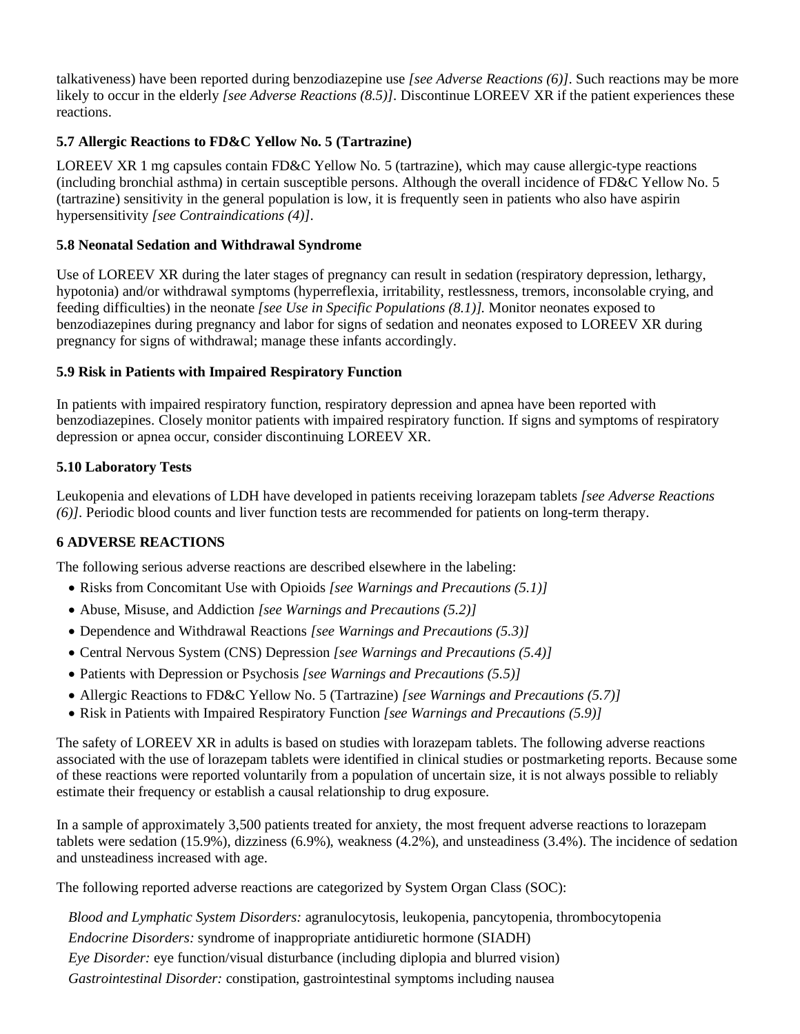talkativeness) have been reported during benzodiazepine use *[see Adverse Reactions (6)]*. Such reactions may be more likely to occur in the elderly *[see Adverse Reactions (8.5)]*. Discontinue LOREEV XR if the patient experiences these reactions.

### 5.7 Allergic Reactions to FD&C Yellow No. 5 (Tartrazine)

LOREEV XR 1 mg capsules contain FD&C Yellow No. 5 (tartrazine), which may cause allergic-type reactions (including bronchial asthma) in certain susceptible persons. Although the overall incidence of FD&C Yellow No. 5 (tartrazine) sensitivity in the general population is low, it is frequently seen in patients who also have aspirin hypersensitivity *[see Contraindications (4)]*.

### 5.8 Neonatal Sedation and Withdrawal Syndrome

Use of LOREEV XR during the later stages of pregnancy can result in sedation (respiratory depression, lethargy, hypotonia) and/or withdrawal symptoms (hyperreflexia, irritability, restlessness, tremors, inconsolable crying, and feeding difficulties) in the neonate *[see Use in Specific Populations (8.1)].* Monitor neonates exposed to benzodiazepines during pregnancy and labor for signs of sedation and neonates exposed to LOREEV XR during pregnancy for signs of withdrawal; manage these infants accordingly.

### 5.9 Risk in Patients with Impaired Respiratory Function

In patients with impaired respiratory function, respiratory depression and apnea have been reported with benzodiazepines. Closely monitor patients with impaired respiratory function. If signs and symptoms of respiratory depression or apnea occur, consider discontinuing LOREEV XR.

### 5.10 Laboratory Tests

Leukopenia and elevations of LDH have developed in patients receiving lorazepam tablets *[see Adverse Reactions (6)]*. Periodic blood counts and liver function tests are recommended for patients on long-term therapy.

## 6 ADVERSE REACTIONS

The following serious adverse reactions are described elsewhere in the labeling:

- Risks from Concomitant Use with Opioids *[see Warnings and Precautions (5.1)]*
- Abuse, Misuse, and Addiction *[see Warnings and Precautions (5.2)]*
- Dependence and Withdrawal Reactions *[see Warnings and Precautions (5.3)]*
- Central Nervous System (CNS) Depression *[see Warnings and Precautions (5.4)]*
- Patients with Depression or Psychosis *[see Warnings and Precautions (5.5)]*
- Allergic Reactions to FD&C Yellow No. 5 (Tartrazine) *[see Warnings and Precautions (5.7)]*
- Risk in Patients with Impaired Respiratory Function *[see Warnings and Precautions (5.9)]*

The safety of LOREEV XR in adults is based on studies with lorazepam tablets. The following adverse reactions associated with the use of lorazepam tablets were identified in clinical studies or postmarketing reports. Because some of these reactions were reported voluntarily from a population of uncertain size, it is not always possible to reliably estimate their frequency or establish a causal relationship to drug exposure.

In a sample of approximately 3,500 patients treated for anxiety, the most frequent adverse reactions to lorazepam tablets were sedation (15.9%), dizziness (6.9%), weakness (4.2%), and unsteadiness (3.4%). The incidence of sedation and unsteadiness increased with age.

The following reported adverse reactions are categorized by System Organ Class (SOC):

*Blood and Lymphatic System Disorders:* agranulocytosis, leukopenia, pancytopenia, thrombocytopenia

*Endocrine Disorders:* syndrome of inappropriate antidiuretic hormone (SIADH)

*Eye Disorder:* eye function/visual disturbance (including diplopia and blurred vision)

*Gastrointestinal Disorder:* constipation, gastrointestinal symptoms including nausea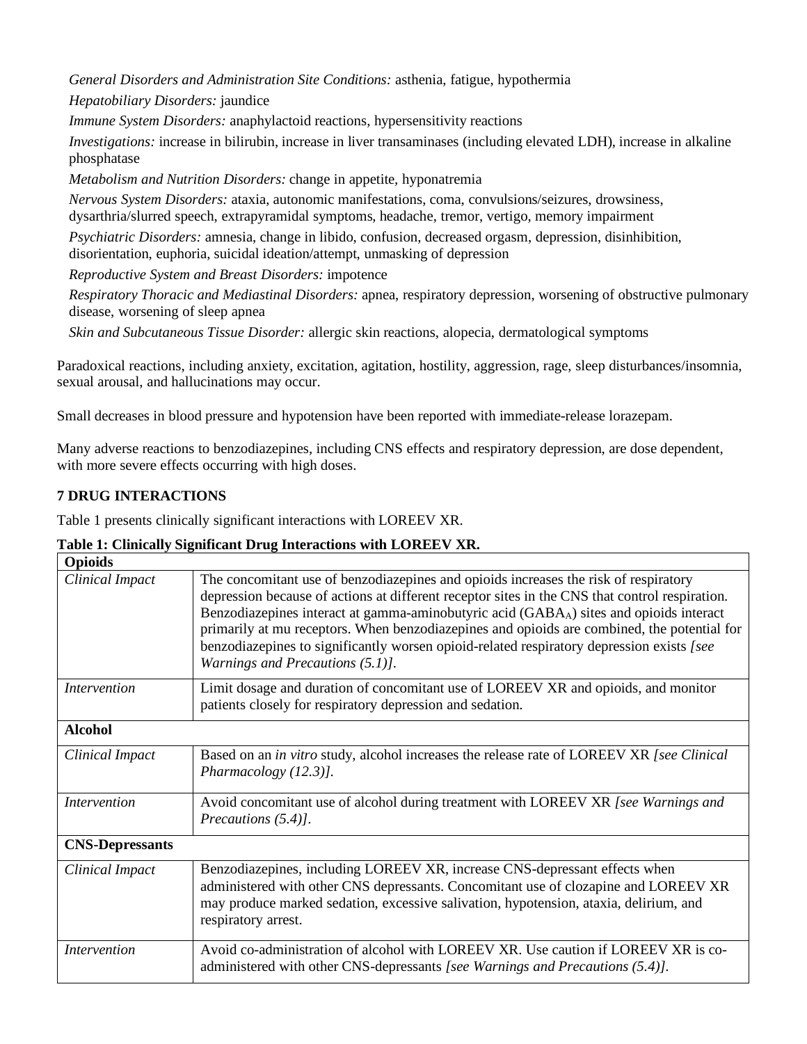*General Disorders and Administration Site Conditions:* asthenia, fatigue, hypothermia

*Hepatobiliary Disorders:* jaundice

*Immune System Disorders:* anaphylactoid reactions, hypersensitivity reactions

*Investigations:* increase in bilirubin, increase in liver transaminases (including elevated LDH), increase in alkaline phosphatase

*Metabolism and Nutrition Disorders:* change in appetite, hyponatremia

*Nervous System Disorders:* ataxia, autonomic manifestations, coma, convulsions/seizures, drowsiness, dysarthria/slurred speech, extrapyramidal symptoms, headache, tremor, vertigo, memory impairment

*Psychiatric Disorders:* amnesia, change in libido, confusion, decreased orgasm, depression, disinhibition, disorientation, euphoria, suicidal ideation/attempt, unmasking of depression

*Reproductive System and Breast Disorders:* impotence

*Respiratory Thoracic and Mediastinal Disorders:* apnea, respiratory depression, worsening of obstructive pulmonary disease, worsening of sleep apnea

*Skin and Subcutaneous Tissue Disorder:* allergic skin reactions, alopecia, dermatological symptoms

Paradoxical reactions, including anxiety, excitation, agitation, hostility, aggression, rage, sleep disturbances/insomnia, sexual arousal, and hallucinations may occur.

Small decreases in blood pressure and hypotension have been reported with immediate-release lorazepam.

Many adverse reactions to benzodiazepines, including CNS effects and respiratory depression, are dose dependent, with more severe effects occurring with high doses.

## 7 DRUG INTERACTIONS

Table 1 presents clinically significant interactions with LOREEV XR.

**Table 1: Clinically Significant Drug Interactions with LOREEV XR.**

| **Opioids** | |
|---|---|
| *Clinical Impact* | The concomitant use of benzodiazepines and opioids increases the risk of respiratory depression because of actions at different receptor sites in the CNS that control respiration. Benzodiazepines interact at gamma-aminobutyric acid ($GABA_A$) sites and opioids interact primarily at mu receptors. When benzodiazepines and opioids are combined, the potential for benzodiazepines to significantly worsen opioid-related respiratory depression exists *[see Warnings and Precautions (5.1)]*. |
| *Intervention* | Limit dosage and duration of concomitant use of LOREEV XR and opioids, and monitor patients closely for respiratory depression and sedation. |
| **Alcohol** | |
| *Clinical Impact* | Based on an *in vitro* study, alcohol increases the release rate of LOREEV XR *[see Clinical Pharmacology (12.3)]*. |
| *Intervention* | Avoid concomitant use of alcohol during treatment with LOREEV XR *[see Warnings and Precautions (5.4)]*. |
| **CNS-Depressants** | |
| *Clinical Impact* | Benzodiazepines, including LOREEV XR, increase CNS-depressant effects when administered with other CNS depressants. Concomitant use of clozapine and LOREEV XR may produce marked sedation, excessive salivation, hypotension, ataxia, delirium, and respiratory arrest. |
| *Intervention* | Avoid co-administration of alcohol with LOREEV XR. Use caution if LOREEV XR is co-administered with other CNS-depressants *[see Warnings and Precautions (5.4)]*. |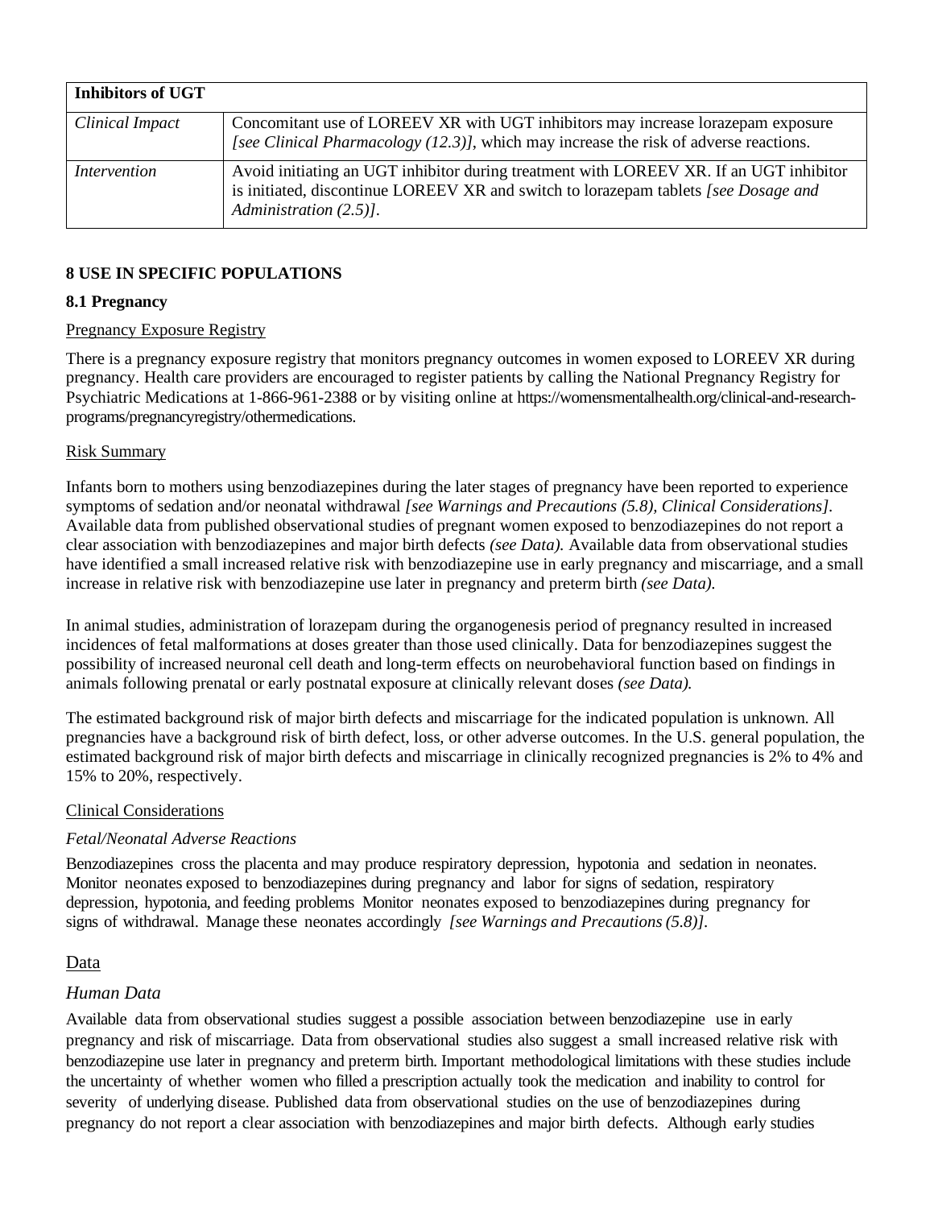| **Inhibitors of UGT** | |
|---|---|
| *Clinical Impact* | Concomitant use of LOREEV XR with UGT inhibitors may increase lorazepam exposure *[see Clinical Pharmacology (12.3)]*, which may increase the risk of adverse reactions. |
| *Intervention* | Avoid initiating an UGT inhibitor during treatment with LOREEV XR. If an UGT inhibitor is initiated, discontinue LOREEV XR and switch to lorazepam tablets *[see Dosage and Administration (2.5)]*. |

## 8 USE IN SPECIFIC POPULATIONS

### 8.1 Pregnancy

Pregnancy Exposure Registry

There is a pregnancy exposure registry that monitors pregnancy outcomes in women exposed to LOREEV XR during pregnancy. Health care providers are encouraged to register patients by calling the National Pregnancy Registry for Psychiatric Medications at 1-866-961-2388 or by visiting online at https://womensmentalhealth.org/clinical-and-research-programs/pregnancyregistry/othermedications.

Risk Summary

Infants born to mothers using benzodiazepines during the later stages of pregnancy have been reported to experience symptoms of sedation and/or neonatal withdrawal *[see Warnings and Precautions (5.8), Clinical Considerations]*. Available data from published observational studies of pregnant women exposed to benzodiazepines do not report a clear association with benzodiazepines and major birth defects *(see Data)*. Available data from observational studies have identified a small increased relative risk with benzodiazepine use in early pregnancy and miscarriage, and a small increase in relative risk with benzodiazepine use later in pregnancy and preterm birth *(see Data)*.

In animal studies, administration of lorazepam during the organogenesis period of pregnancy resulted in increased incidences of fetal malformations at doses greater than those used clinically. Data for benzodiazepines suggest the possibility of increased neuronal cell death and long-term effects on neurobehavioral function based on findings in animals following prenatal or early postnatal exposure at clinically relevant doses *(see Data)*.

The estimated background risk of major birth defects and miscarriage for the indicated population is unknown. All pregnancies have a background risk of birth defect, loss, or other adverse outcomes. In the U.S. general population, the estimated background risk of major birth defects and miscarriage in clinically recognized pregnancies is 2% to 4% and 15% to 20%, respectively.

Clinical Considerations

*Fetal/Neonatal Adverse Reactions*

Benzodiazepines cross the placenta and may produce respiratory depression, hypotonia and sedation in neonates. Monitor neonates exposed to benzodiazepines during pregnancy and labor for signs of sedation, respiratory depression, hypotonia, and feeding problems Monitor neonates exposed to benzodiazepines during pregnancy for signs of withdrawal. Manage these neonates accordingly *[see Warnings and Precautions (5.8)]*.

Data

*Human Data*

Available data from observational studies suggest a possible association between benzodiazepine use in early pregnancy and risk of miscarriage. Data from observational studies also suggest a small increased relative risk with benzodiazepine use later in pregnancy and preterm birth. Important methodological limitations with these studies include the uncertainty of whether women who filled a prescription actually took the medication and inability to control for severity of underlying disease. Published data from observational studies on the use of benzodiazepines during pregnancy do not report a clear association with benzodiazepines and major birth defects. Although early studies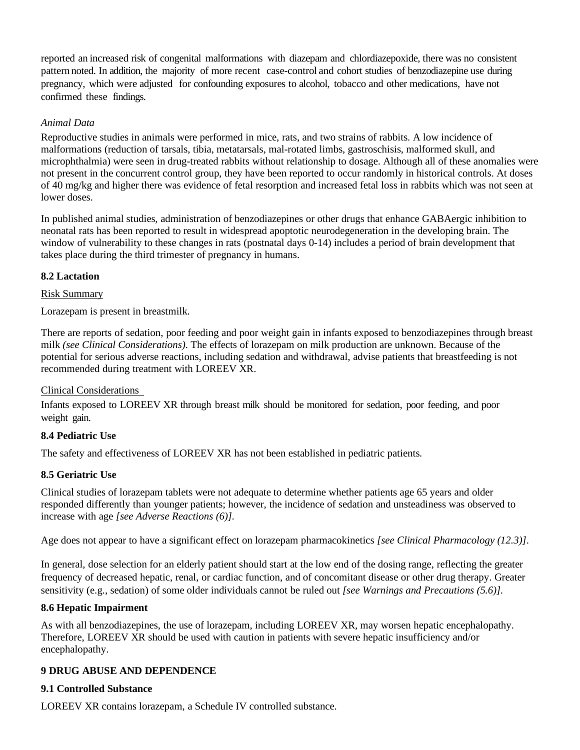reported an increased risk of congenital malformations with diazepam and chlordiazepoxide, there was no consistent pattern noted. In addition, the majority of more recent case-control and cohort studies of benzodiazepine use during pregnancy, which were adjusted for confounding exposures to alcohol, tobacco and other medications, have not confirmed these findings.

*Animal Data*

Reproductive studies in animals were performed in mice, rats, and two strains of rabbits. A low incidence of malformations (reduction of tarsals, tibia, metatarsals, mal-rotated limbs, gastroschisis, malformed skull, and microphthalmia) were seen in drug-treated rabbits without relationship to dosage. Although all of these anomalies were not present in the concurrent control group, they have been reported to occur randomly in historical controls. At doses of 40 mg/kg and higher there was evidence of fetal resorption and increased fetal loss in rabbits which was not seen at lower doses.

In published animal studies, administration of benzodiazepines or other drugs that enhance GABAergic inhibition to neonatal rats has been reported to result in widespread apoptotic neurodegeneration in the developing brain. The window of vulnerability to these changes in rats (postnatal days 0-14) includes a period of brain development that takes place during the third trimester of pregnancy in humans.

### 8.2 Lactation

Risk Summary

Lorazepam is present in breastmilk.

There are reports of sedation, poor feeding and poor weight gain in infants exposed to benzodiazepines through breast milk *(see Clinical Considerations)*. The effects of lorazepam on milk production are unknown. Because of the potential for serious adverse reactions, including sedation and withdrawal, advise patients that breastfeeding is not recommended during treatment with LOREEV XR.

Clinical Considerations

Infants exposed to LOREEV XR through breast milk should be monitored for sedation, poor feeding, and poor weight gain.

### 8.4 Pediatric Use

The safety and effectiveness of LOREEV XR has not been established in pediatric patients.

### 8.5 Geriatric Use

Clinical studies of lorazepam tablets were not adequate to determine whether patients age 65 years and older responded differently than younger patients; however, the incidence of sedation and unsteadiness was observed to increase with age *[see Adverse Reactions (6)]*.

Age does not appear to have a significant effect on lorazepam pharmacokinetics *[see Clinical Pharmacology (12.3)]*.

In general, dose selection for an elderly patient should start at the low end of the dosing range, reflecting the greater frequency of decreased hepatic, renal, or cardiac function, and of concomitant disease or other drug therapy. Greater sensitivity (e.g., sedation) of some older individuals cannot be ruled out *[see Warnings and Precautions (5.6)]*.

### 8.6 Hepatic Impairment

As with all benzodiazepines, the use of lorazepam, including LOREEV XR, may worsen hepatic encephalopathy. Therefore, LOREEV XR should be used with caution in patients with severe hepatic insufficiency and/or encephalopathy.

## 9 DRUG ABUSE AND DEPENDENCE

### 9.1 Controlled Substance

LOREEV XR contains lorazepam, a Schedule IV controlled substance.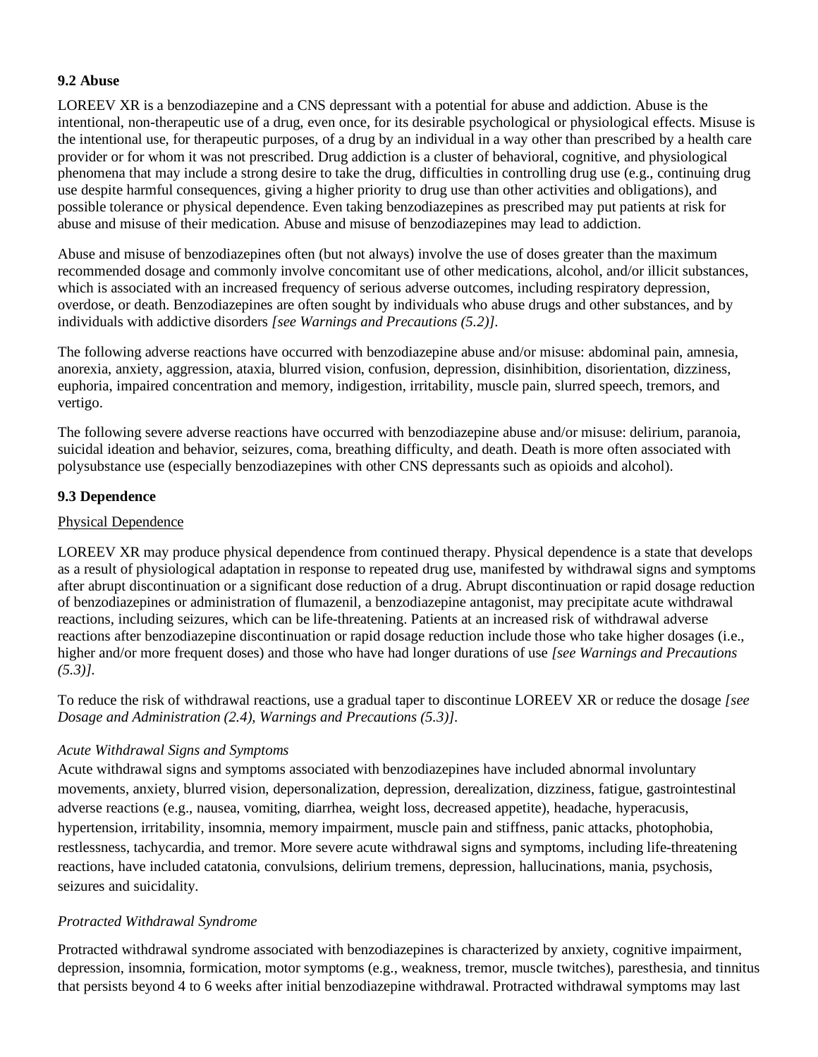### 9.2 Abuse

LOREEV XR is a benzodiazepine and a CNS depressant with a potential for abuse and addiction. Abuse is the intentional, non-therapeutic use of a drug, even once, for its desirable psychological or physiological effects. Misuse is the intentional use, for therapeutic purposes, of a drug by an individual in a way other than prescribed by a health care provider or for whom it was not prescribed. Drug addiction is a cluster of behavioral, cognitive, and physiological phenomena that may include a strong desire to take the drug, difficulties in controlling drug use (e.g., continuing drug use despite harmful consequences, giving a higher priority to drug use than other activities and obligations), and possible tolerance or physical dependence. Even taking benzodiazepines as prescribed may put patients at risk for abuse and misuse of their medication. Abuse and misuse of benzodiazepines may lead to addiction.

Abuse and misuse of benzodiazepines often (but not always) involve the use of doses greater than the maximum recommended dosage and commonly involve concomitant use of other medications, alcohol, and/or illicit substances, which is associated with an increased frequency of serious adverse outcomes, including respiratory depression, overdose, or death. Benzodiazepines are often sought by individuals who abuse drugs and other substances, and by individuals with addictive disorders *[see Warnings and Precautions (5.2)]*.

The following adverse reactions have occurred with benzodiazepine abuse and/or misuse: abdominal pain, amnesia, anorexia, anxiety, aggression, ataxia, blurred vision, confusion, depression, disinhibition, disorientation, dizziness, euphoria, impaired concentration and memory, indigestion, irritability, muscle pain, slurred speech, tremors, and vertigo.

The following severe adverse reactions have occurred with benzodiazepine abuse and/or misuse: delirium, paranoia, suicidal ideation and behavior, seizures, coma, breathing difficulty, and death. Death is more often associated with polysubstance use (especially benzodiazepines with other CNS depressants such as opioids and alcohol).

### 9.3 Dependence

<u>Physical Dependence</u>

LOREEV XR may produce physical dependence from continued therapy. Physical dependence is a state that develops as a result of physiological adaptation in response to repeated drug use, manifested by withdrawal signs and symptoms after abrupt discontinuation or a significant dose reduction of a drug. Abrupt discontinuation or rapid dosage reduction of benzodiazepines or administration of flumazenil, a benzodiazepine antagonist, may precipitate acute withdrawal reactions, including seizures, which can be life-threatening. Patients at an increased risk of withdrawal adverse reactions after benzodiazepine discontinuation or rapid dosage reduction include those who take higher dosages (i.e., higher and/or more frequent doses) and those who have had longer durations of use *[see Warnings and Precautions (5.3)]*.

To reduce the risk of withdrawal reactions, use a gradual taper to discontinue LOREEV XR or reduce the dosage *[see Dosage and Administration (2.4), Warnings and Precautions (5.3)]*.

*Acute Withdrawal Signs and Symptoms*

Acute withdrawal signs and symptoms associated with benzodiazepines have included abnormal involuntary movements, anxiety, blurred vision, depersonalization, depression, derealization, dizziness, fatigue, gastrointestinal adverse reactions (e.g., nausea, vomiting, diarrhea, weight loss, decreased appetite), headache, hyperacusis, hypertension, irritability, insomnia, memory impairment, muscle pain and stiffness, panic attacks, photophobia, restlessness, tachycardia, and tremor. More severe acute withdrawal signs and symptoms, including life-threatening reactions, have included catatonia, convulsions, delirium tremens, depression, hallucinations, mania, psychosis, seizures and suicidality.

*Protracted Withdrawal Syndrome*

Protracted withdrawal syndrome associated with benzodiazepines is characterized by anxiety, cognitive impairment, depression, insomnia, formication, motor symptoms (e.g., weakness, tremor, muscle twitches), paresthesia, and tinnitus that persists beyond 4 to 6 weeks after initial benzodiazepine withdrawal. Protracted withdrawal symptoms may last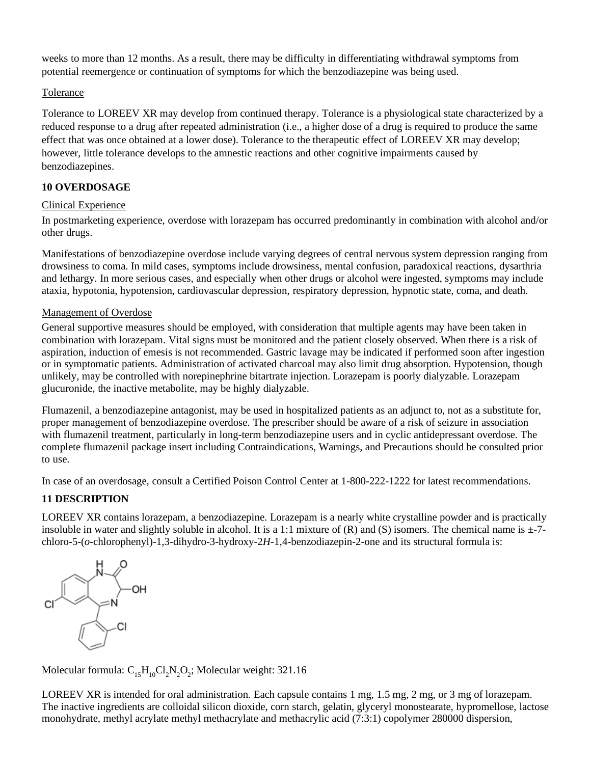weeks to more than 12 months. As a result, there may be difficulty in differentiating withdrawal symptoms from potential reemergence or continuation of symptoms for which the benzodiazepine was being used.

Tolerance

Tolerance to LOREEV XR may develop from continued therapy. Tolerance is a physiological state characterized by a reduced response to a drug after repeated administration (i.e., a higher dose of a drug is required to produce the same effect that was once obtained at a lower dose). Tolerance to the therapeutic effect of LOREEV XR may develop; however, little tolerance develops to the amnestic reactions and other cognitive impairments caused by benzodiazepines.

## 10 OVERDOSAGE

Clinical Experience

In postmarketing experience, overdose with lorazepam has occurred predominantly in combination with alcohol and/or other drugs.

Manifestations of benzodiazepine overdose include varying degrees of central nervous system depression ranging from drowsiness to coma. In mild cases, symptoms include drowsiness, mental confusion, paradoxical reactions, dysarthria and lethargy. In more serious cases, and especially when other drugs or alcohol were ingested, symptoms may include ataxia, hypotonia, hypotension, cardiovascular depression, respiratory depression, hypnotic state, coma, and death.

Management of Overdose

General supportive measures should be employed, with consideration that multiple agents may have been taken in combination with lorazepam. Vital signs must be monitored and the patient closely observed. When there is a risk of aspiration, induction of emesis is not recommended. Gastric lavage may be indicated if performed soon after ingestion or in symptomatic patients. Administration of activated charcoal may also limit drug absorption. Hypotension, though unlikely, may be controlled with norepinephrine bitartrate injection. Lorazepam is poorly dialyzable. Lorazepam glucuronide, the inactive metabolite, may be highly dialyzable.

Flumazenil, a benzodiazepine antagonist, may be used in hospitalized patients as an adjunct to, not as a substitute for, proper management of benzodiazepine overdose. The prescriber should be aware of a risk of seizure in association with flumazenil treatment, particularly in long-term benzodiazepine users and in cyclic antidepressant overdose. The complete flumazenil package insert including Contraindications, Warnings, and Precautions should be consulted prior to use.

In case of an overdosage, consult a Certified Poison Control Center at 1-800-222-1222 for latest recommendations.

## 11 DESCRIPTION

LOREEV XR contains lorazepam, a benzodiazepine. Lorazepam is a nearly white crystalline powder and is practically insoluble in water and slightly soluble in alcohol. It is a 1:1 mixture of (R) and (S) isomers. The chemical name is ±-7-chloro-5-(*o*-chlorophenyl)-1,3-dihydro-3-hydroxy-2*H*-1,4-benzodiazepin-2-one and its structural formula is:

Molecular formula: $C_{15}H_{10}Cl_2N_2O_2$; Molecular weight: 321.16

LOREEV XR is intended for oral administration. Each capsule contains 1 mg, 1.5 mg, 2 mg, or 3 mg of lorazepam. The inactive ingredients are colloidal silicon dioxide, corn starch, gelatin, glyceryl monostearate, hypromellose, lactose monohydrate, methyl acrylate methyl methacrylate and methacrylic acid (7:3:1) copolymer 280000 dispersion,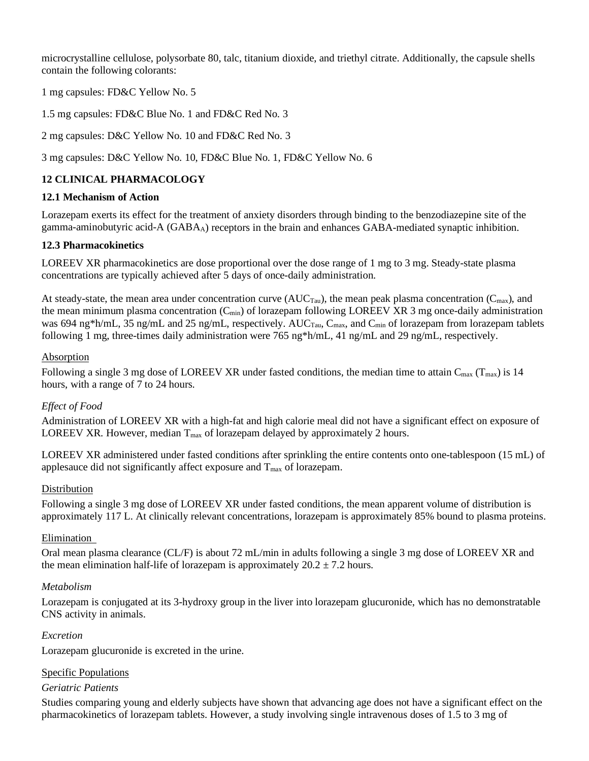microcrystalline cellulose, polysorbate 80, talc, titanium dioxide, and triethyl citrate. Additionally, the capsule shells contain the following colorants:

1 mg capsules: FD&C Yellow No. 5

1.5 mg capsules: FD&C Blue No. 1 and FD&C Red No. 3

2 mg capsules: D&C Yellow No. 10 and FD&C Red No. 3

3 mg capsules: D&C Yellow No. 10, FD&C Blue No. 1, FD&C Yellow No. 6

## 12 CLINICAL PHARMACOLOGY

### 12.1 Mechanism of Action

Lorazepam exerts its effect for the treatment of anxiety disorders through binding to the benzodiazepine site of the gamma-aminobutyric acid-A ($GABA_A$) receptors in the brain and enhances GABA-mediated synaptic inhibition.

### 12.3 Pharmacokinetics

LOREEV XR pharmacokinetics are dose proportional over the dose range of 1 mg to 3 mg. Steady-state plasma concentrations are typically achieved after 5 days of once-daily administration.

At steady-state, the mean area under concentration curve ($AUC_{Tau}$), the mean peak plasma concentration ($C_{max}$), and the mean minimum plasma concentration ($C_{min}$) of lorazepam following LOREEV XR 3 mg once-daily administration was 694 ng*h/mL, 35 ng/mL and 25 ng/mL, respectively. $AUC_{Tau}$, $C_{max}$, and $C_{min}$ of lorazepam from lorazepam tablets following 1 mg, three-times daily administration were 765 ng*h/mL, 41 ng/mL and 29 ng/mL, respectively.

Absorption

Following a single 3 mg dose of LOREEV XR under fasted conditions, the median time to attain $C_{max}$ ($T_{max}$) is 14 hours, with a range of 7 to 24 hours.

*Effect of Food*

Administration of LOREEV XR with a high-fat and high calorie meal did not have a significant effect on exposure of LOREEV XR. However, median $T_{max}$ of lorazepam delayed by approximately 2 hours.

LOREEV XR administered under fasted conditions after sprinkling the entire contents onto one-tablespoon (15 mL) of applesauce did not significantly affect exposure and $T_{max}$ of lorazepam.

Distribution

Following a single 3 mg dose of LOREEV XR under fasted conditions, the mean apparent volume of distribution is approximately 117 L. At clinically relevant concentrations, lorazepam is approximately 85% bound to plasma proteins.

Elimination

Oral mean plasma clearance (CL/F) is about 72 mL/min in adults following a single 3 mg dose of LOREEV XR and the mean elimination half-life of lorazepam is approximately $20.2 \pm 7.2$ hours.

*Metabolism*

Lorazepam is conjugated at its 3-hydroxy group in the liver into lorazepam glucuronide, which has no demonstratable CNS activity in animals.

*Excretion*

Lorazepam glucuronide is excreted in the urine.

Specific Populations

*Geriatric Patients*

Studies comparing young and elderly subjects have shown that advancing age does not have a significant effect on the pharmacokinetics of lorazepam tablets. However, a study involving single intravenous doses of 1.5 to 3 mg of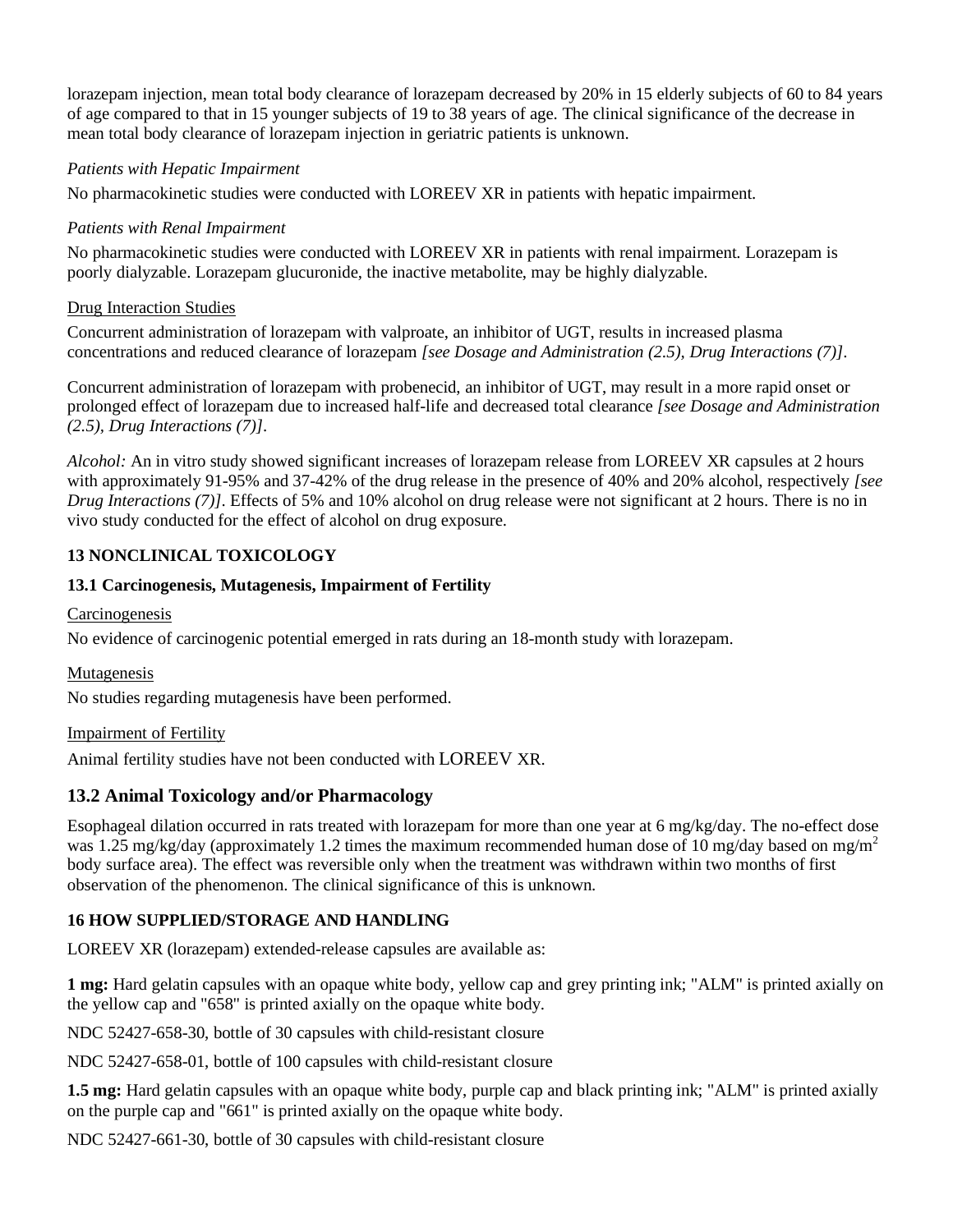lorazepam injection, mean total body clearance of lorazepam decreased by 20% in 15 elderly subjects of 60 to 84 years of age compared to that in 15 younger subjects of 19 to 38 years of age. The clinical significance of the decrease in mean total body clearance of lorazepam injection in geriatric patients is unknown.

*Patients with Hepatic Impairment*

No pharmacokinetic studies were conducted with LOREEV XR in patients with hepatic impairment.

*Patients with Renal Impairment*

No pharmacokinetic studies were conducted with LOREEV XR in patients with renal impairment. Lorazepam is poorly dialyzable. Lorazepam glucuronide, the inactive metabolite, may be highly dialyzable.

Drug Interaction Studies

Concurrent administration of lorazepam with valproate, an inhibitor of UGT, results in increased plasma concentrations and reduced clearance of lorazepam *[see Dosage and Administration (2.5), Drug Interactions (7)]*.

Concurrent administration of lorazepam with probenecid, an inhibitor of UGT, may result in a more rapid onset or prolonged effect of lorazepam due to increased half-life and decreased total clearance *[see Dosage and Administration (2.5), Drug Interactions (7)]*.

*Alcohol:* An in vitro study showed significant increases of lorazepam release from LOREEV XR capsules at 2 hours with approximately 91-95% and 37-42% of the drug release in the presence of 40% and 20% alcohol, respectively *[see Drug Interactions (7)]*. Effects of 5% and 10% alcohol on drug release were not significant at 2 hours. There is no in vivo study conducted for the effect of alcohol on drug exposure.

## 13 NONCLINICAL TOXICOLOGY

### 13.1 Carcinogenesis, Mutagenesis, Impairment of Fertility

Carcinogenesis

No evidence of carcinogenic potential emerged in rats during an 18-month study with lorazepam.

Mutagenesis

No studies regarding mutagenesis have been performed.

Impairment of Fertility

Animal fertility studies have not been conducted with LOREEV XR.

### 13.2 Animal Toxicology and/or Pharmacology

Esophageal dilation occurred in rats treated with lorazepam for more than one year at 6 mg/kg/day. The no-effect dose was 1.25 mg/kg/day (approximately 1.2 times the maximum recommended human dose of 10 mg/day based on $mg/m^2$ body surface area). The effect was reversible only when the treatment was withdrawn within two months of first observation of the phenomenon. The clinical significance of this is unknown.

## 16 HOW SUPPLIED/STORAGE AND HANDLING

LOREEV XR (lorazepam) extended-release capsules are available as:

**1 mg:** Hard gelatin capsules with an opaque white body, yellow cap and grey printing ink; "ALM" is printed axially on the yellow cap and "658" is printed axially on the opaque white body.

NDC 52427-658-30, bottle of 30 capsules with child-resistant closure

NDC 52427-658-01, bottle of 100 capsules with child-resistant closure

**1.5 mg:** Hard gelatin capsules with an opaque white body, purple cap and black printing ink; "ALM" is printed axially on the purple cap and "661" is printed axially on the opaque white body.

NDC 52427-661-30, bottle of 30 capsules with child-resistant closure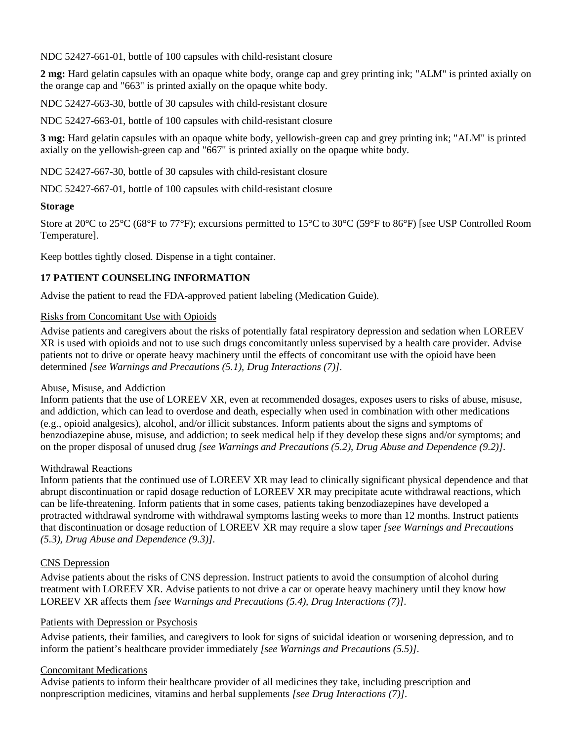NDC 52427-661-01, bottle of 100 capsules with child-resistant closure

**2 mg:** Hard gelatin capsules with an opaque white body, orange cap and grey printing ink; "ALM" is printed axially on the orange cap and "663" is printed axially on the opaque white body.

NDC 52427-663-30, bottle of 30 capsules with child-resistant closure

NDC 52427-663-01, bottle of 100 capsules with child-resistant closure

**3 mg:** Hard gelatin capsules with an opaque white body, yellowish-green cap and grey printing ink; "ALM" is printed axially on the yellowish-green cap and "667" is printed axially on the opaque white body.

NDC 52427-667-30, bottle of 30 capsules with child-resistant closure

NDC 52427-667-01, bottle of 100 capsules with child-resistant closure

**Storage**

Store at 20°C to 25°C (68°F to 77°F); excursions permitted to 15°C to 30°C (59°F to 86°F) [see USP Controlled Room Temperature].

Keep bottles tightly closed. Dispense in a tight container.

## 17 PATIENT COUNSELING INFORMATION

Advise the patient to read the FDA-approved patient labeling (Medication Guide).

Risks from Concomitant Use with Opioids

Advise patients and caregivers about the risks of potentially fatal respiratory depression and sedation when LOREEV XR is used with opioids and not to use such drugs concomitantly unless supervised by a health care provider. Advise patients not to drive or operate heavy machinery until the effects of concomitant use with the opioid have been determined *[see Warnings and Precautions (5.1), Drug Interactions (7)]*.

Abuse, Misuse, and Addiction

Inform patients that the use of LOREEV XR, even at recommended dosages, exposes users to risks of abuse, misuse, and addiction, which can lead to overdose and death, especially when used in combination with other medications (e.g., opioid analgesics), alcohol, and/or illicit substances. Inform patients about the signs and symptoms of benzodiazepine abuse, misuse, and addiction; to seek medical help if they develop these signs and/or symptoms; and on the proper disposal of unused drug *[see Warnings and Precautions (5.2), Drug Abuse and Dependence (9.2)]*.

Withdrawal Reactions

Inform patients that the continued use of LOREEV XR may lead to clinically significant physical dependence and that abrupt discontinuation or rapid dosage reduction of LOREEV XR may precipitate acute withdrawal reactions, which can be life-threatening. Inform patients that in some cases, patients taking benzodiazepines have developed a protracted withdrawal syndrome with withdrawal symptoms lasting weeks to more than 12 months. Instruct patients that discontinuation or dosage reduction of LOREEV XR may require a slow taper *[see Warnings and Precautions (5.3), Drug Abuse and Dependence (9.3)]*.

CNS Depression

Advise patients about the risks of CNS depression. Instruct patients to avoid the consumption of alcohol during treatment with LOREEV XR. Advise patients to not drive a car or operate heavy machinery until they know how LOREEV XR affects them *[see Warnings and Precautions (5.4), Drug Interactions (7)]*.

Patients with Depression or Psychosis

Advise patients, their families, and caregivers to look for signs of suicidal ideation or worsening depression, and to inform the patient's healthcare provider immediately *[see Warnings and Precautions (5.5)]*.

Concomitant Medications

Advise patients to inform their healthcare provider of all medicines they take, including prescription and nonprescription medicines, vitamins and herbal supplements *[see Drug Interactions (7)]*.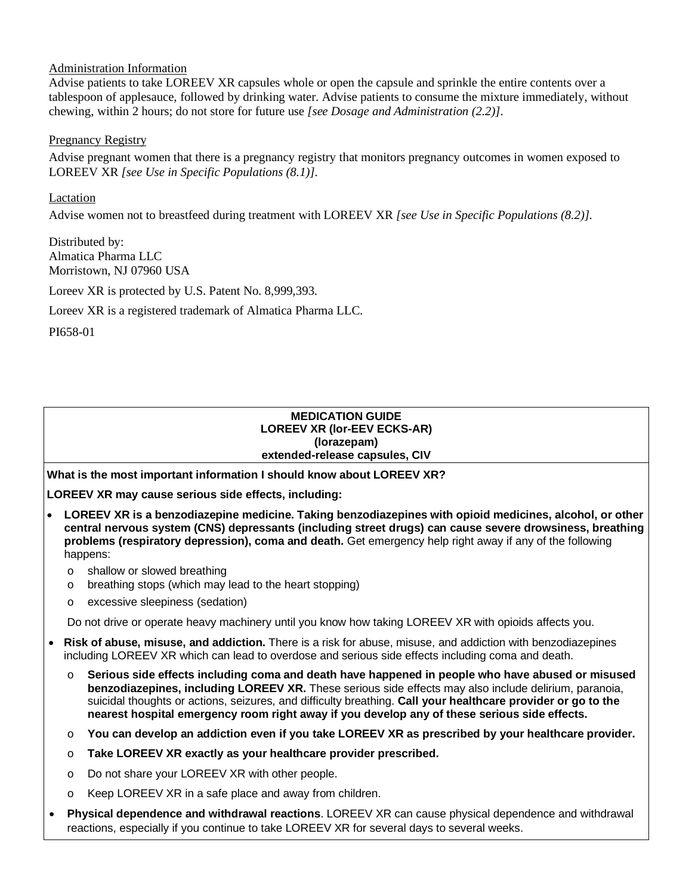Administration Information

Advise patients to take LOREEV XR capsules whole or open the capsule and sprinkle the entire contents over a tablespoon of applesauce, followed by drinking water. Advise patients to consume the mixture immediately, without chewing, within 2 hours; do not store for future use *[see Dosage and Administration (2.2)]*.

Pregnancy Registry

Advise pregnant women that there is a pregnancy registry that monitors pregnancy outcomes in women exposed to LOREEV XR *[see Use in Specific Populations (8.1)]*.

Lactation

Advise women not to breastfeed during treatment with LOREEV XR *[see Use in Specific Populations (8.2)]*.

Distributed by:
Almatica Pharma LLC
Morristown, NJ 07960 USA

Loreev XR is protected by U.S. Patent No. 8,999,393.

Loreev XR is a registered trademark of Almatica Pharma LLC.

PI658-01

**MEDICATION GUIDE**
**LOREEV XR (lor-EEV ECKS-AR)**
**(lorazepam)**
**extended-release capsules, CIV**

**What is the most important information I should know about LOREEV XR?**

**LOREEV XR may cause serious side effects, including:**

- **LOREEV XR is a benzodiazepine medicine. Taking benzodiazepines with opioid medicines, alcohol, or other central nervous system (CNS) depressants (including street drugs) can cause severe drowsiness, breathing problems (respiratory depression), coma and death.** Get emergency help right away if any of the following happens:
  - shallow or slowed breathing
  - breathing stops (which may lead to the heart stopping)
  - excessive sleepiness (sedation)

  Do not drive or operate heavy machinery until you know how taking LOREEV XR with opioids affects you.

- **Risk of abuse, misuse, and addiction.** There is a risk for abuse, misuse, and addiction with benzodiazepines including LOREEV XR which can lead to overdose and serious side effects including coma and death.
  - **Serious side effects including coma and death have happened in people who have abused or misused benzodiazepines, including LOREEV XR.** These serious side effects may also include delirium, paranoia, suicidal thoughts or actions, seizures, and difficulty breathing. **Call your healthcare provider or go to the nearest hospital emergency room right away if you develop any of these serious side effects.**
  - **You can develop an addiction even if you take LOREEV XR as prescribed by your healthcare provider.**
  - **Take LOREEV XR exactly as your healthcare provider prescribed.**
  - Do not share your LOREEV XR with other people.
  - Keep LOREEV XR in a safe place and away from children.

- **Physical dependence and withdrawal reactions**. LOREEV XR can cause physical dependence and withdrawal reactions, especially if you continue to take LOREEV XR for several days to several weeks.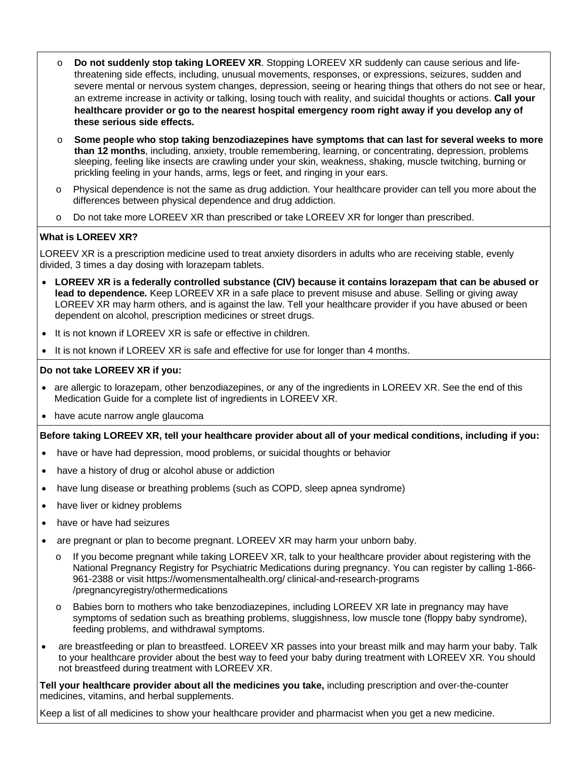- **Do not suddenly stop taking LOREEV XR**. Stopping LOREEV XR suddenly can cause serious and life-threatening side effects, including, unusual movements, responses, or expressions, seizures, sudden and severe mental or nervous system changes, depression, seeing or hearing things that others do not see or hear, an extreme increase in activity or talking, losing touch with reality, and suicidal thoughts or actions. **Call your healthcare provider or go to the nearest hospital emergency room right away if you develop any of these serious side effects.**
- **Some people who stop taking benzodiazepines have symptoms that can last for several weeks to more than 12 months**, including, anxiety, trouble remembering, learning, or concentrating, depression, problems sleeping, feeling like insects are crawling under your skin, weakness, shaking, muscle twitching, burning or prickling feeling in your hands, arms, legs or feet, and ringing in your ears.
- Physical dependence is not the same as drug addiction. Your healthcare provider can tell you more about the differences between physical dependence and drug addiction.
- Do not take more LOREEV XR than prescribed or take LOREEV XR for longer than prescribed.

**What is LOREEV XR?**

LOREEV XR is a prescription medicine used to treat anxiety disorders in adults who are receiving stable, evenly divided, 3 times a day dosing with lorazepam tablets.

- **LOREEV XR is a federally controlled substance (CIV) because it contains lorazepam that can be abused or lead to dependence.** Keep LOREEV XR in a safe place to prevent misuse and abuse. Selling or giving away LOREEV XR may harm others, and is against the law. Tell your healthcare provider if you have abused or been dependent on alcohol, prescription medicines or street drugs.
- It is not known if LOREEV XR is safe or effective in children.
- It is not known if LOREEV XR is safe and effective for use for longer than 4 months.

**Do not take LOREEV XR if you:**

- are allergic to lorazepam, other benzodiazepines, or any of the ingredients in LOREEV XR. See the end of this Medication Guide for a complete list of ingredients in LOREEV XR.
- have acute narrow angle glaucoma

**Before taking LOREEV XR, tell your healthcare provider about all of your medical conditions, including if you:**

- have or have had depression, mood problems, or suicidal thoughts or behavior
- have a history of drug or alcohol abuse or addiction
- have lung disease or breathing problems (such as COPD, sleep apnea syndrome)
- have liver or kidney problems
- have or have had seizures
- are pregnant or plan to become pregnant. LOREEV XR may harm your unborn baby.
  - If you become pregnant while taking LOREEV XR, talk to your healthcare provider about registering with the National Pregnancy Registry for Psychiatric Medications during pregnancy. You can register by calling 1-866-961-2388 or visit https://womensmentalhealth.org/ clinical-and-research-programs /pregnancyregistry/othermedications
  - Babies born to mothers who take benzodiazepines, including LOREEV XR late in pregnancy may have symptoms of sedation such as breathing problems, sluggishness, low muscle tone (floppy baby syndrome), feeding problems, and withdrawal symptoms.
- are breastfeeding or plan to breastfeed. LOREEV XR passes into your breast milk and may harm your baby. Talk to your healthcare provider about the best way to feed your baby during treatment with LOREEV XR. You should not breastfeed during treatment with LOREEV XR.

**Tell your healthcare provider about all the medicines you take,** including prescription and over-the-counter medicines, vitamins, and herbal supplements.

Keep a list of all medicines to show your healthcare provider and pharmacist when you get a new medicine.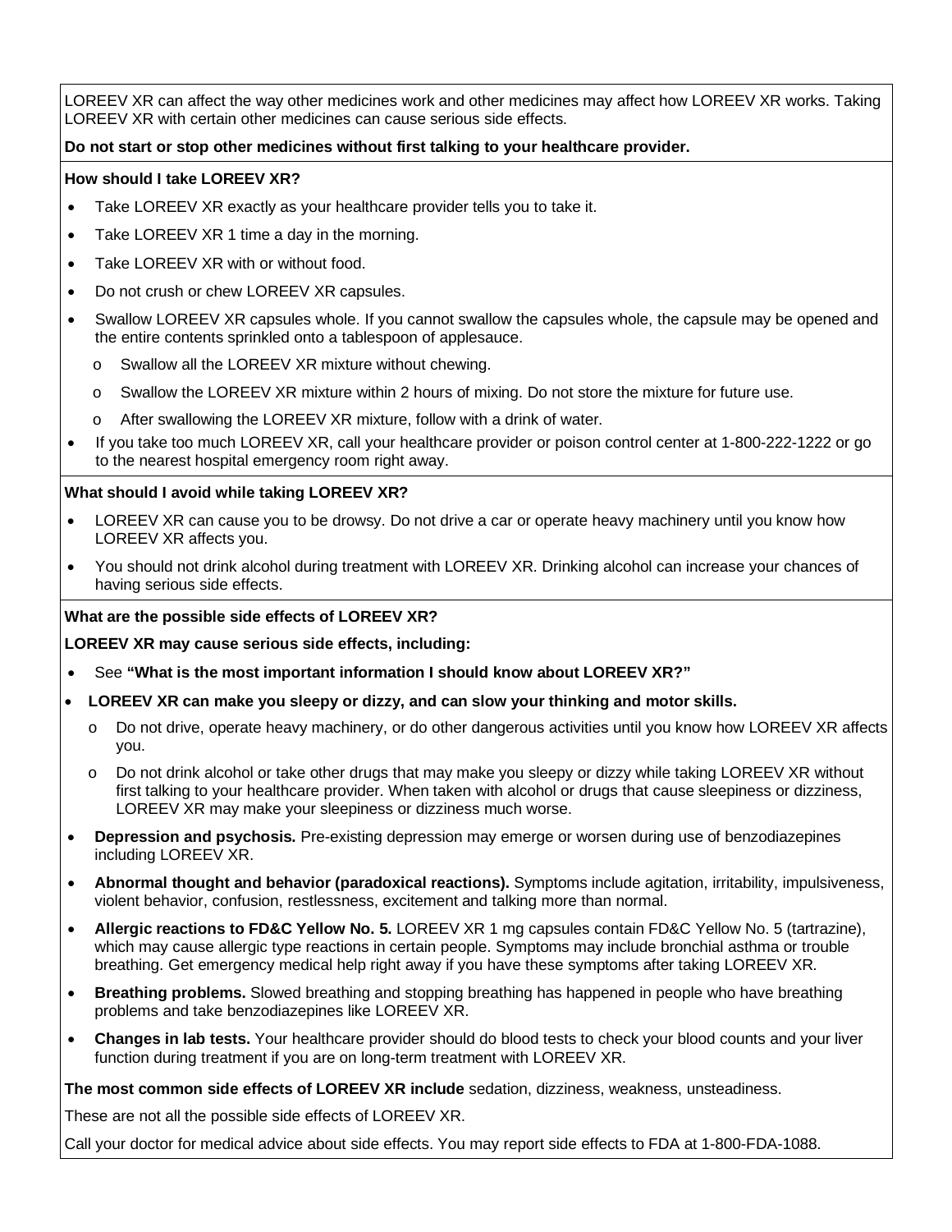LOREEV XR can affect the way other medicines work and other medicines may affect how LOREEV XR works. Taking LOREEV XR with certain other medicines can cause serious side effects.

**Do not start or stop other medicines without first talking to your healthcare provider.**

**How should I take LOREEV XR?**

- Take LOREEV XR exactly as your healthcare provider tells you to take it.
- Take LOREEV XR 1 time a day in the morning.
- Take LOREEV XR with or without food.
- Do not crush or chew LOREEV XR capsules.
- Swallow LOREEV XR capsules whole. If you cannot swallow the capsules whole, the capsule may be opened and the entire contents sprinkled onto a tablespoon of applesauce.
  - Swallow all the LOREEV XR mixture without chewing.
  - Swallow the LOREEV XR mixture within 2 hours of mixing. Do not store the mixture for future use.
  - After swallowing the LOREEV XR mixture, follow with a drink of water.
- If you take too much LOREEV XR, call your healthcare provider or poison control center at 1-800-222-1222 or go to the nearest hospital emergency room right away.

**What should I avoid while taking LOREEV XR?**

- LOREEV XR can cause you to be drowsy. Do not drive a car or operate heavy machinery until you know how LOREEV XR affects you.
- You should not drink alcohol during treatment with LOREEV XR. Drinking alcohol can increase your chances of having serious side effects.

**What are the possible side effects of LOREEV XR?**

**LOREEV XR may cause serious side effects, including:**

- See **"What is the most important information I should know about LOREEV XR?"**
- **LOREEV XR can make you sleepy or dizzy, and can slow your thinking and motor skills.**
  - Do not drive, operate heavy machinery, or do other dangerous activities until you know how LOREEV XR affects you.
  - Do not drink alcohol or take other drugs that may make you sleepy or dizzy while taking LOREEV XR without first talking to your healthcare provider. When taken with alcohol or drugs that cause sleepiness or dizziness, LOREEV XR may make your sleepiness or dizziness much worse.
- **Depression and psychosis.** Pre-existing depression may emerge or worsen during use of benzodiazepines including LOREEV XR.
- **Abnormal thought and behavior (paradoxical reactions).** Symptoms include agitation, irritability, impulsiveness, violent behavior, confusion, restlessness, excitement and talking more than normal.
- **Allergic reactions to FD&C Yellow No. 5.** LOREEV XR 1 mg capsules contain FD&C Yellow No. 5 (tartrazine), which may cause allergic type reactions in certain people. Symptoms may include bronchial asthma or trouble breathing. Get emergency medical help right away if you have these symptoms after taking LOREEV XR.
- **Breathing problems.** Slowed breathing and stopping breathing has happened in people who have breathing problems and take benzodiazepines like LOREEV XR.
- **Changes in lab tests.** Your healthcare provider should do blood tests to check your blood counts and your liver function during treatment if you are on long-term treatment with LOREEV XR.

**The most common side effects of LOREEV XR include** sedation, dizziness, weakness, unsteadiness.

These are not all the possible side effects of LOREEV XR.

Call your doctor for medical advice about side effects. You may report side effects to FDA at 1-800-FDA-1088.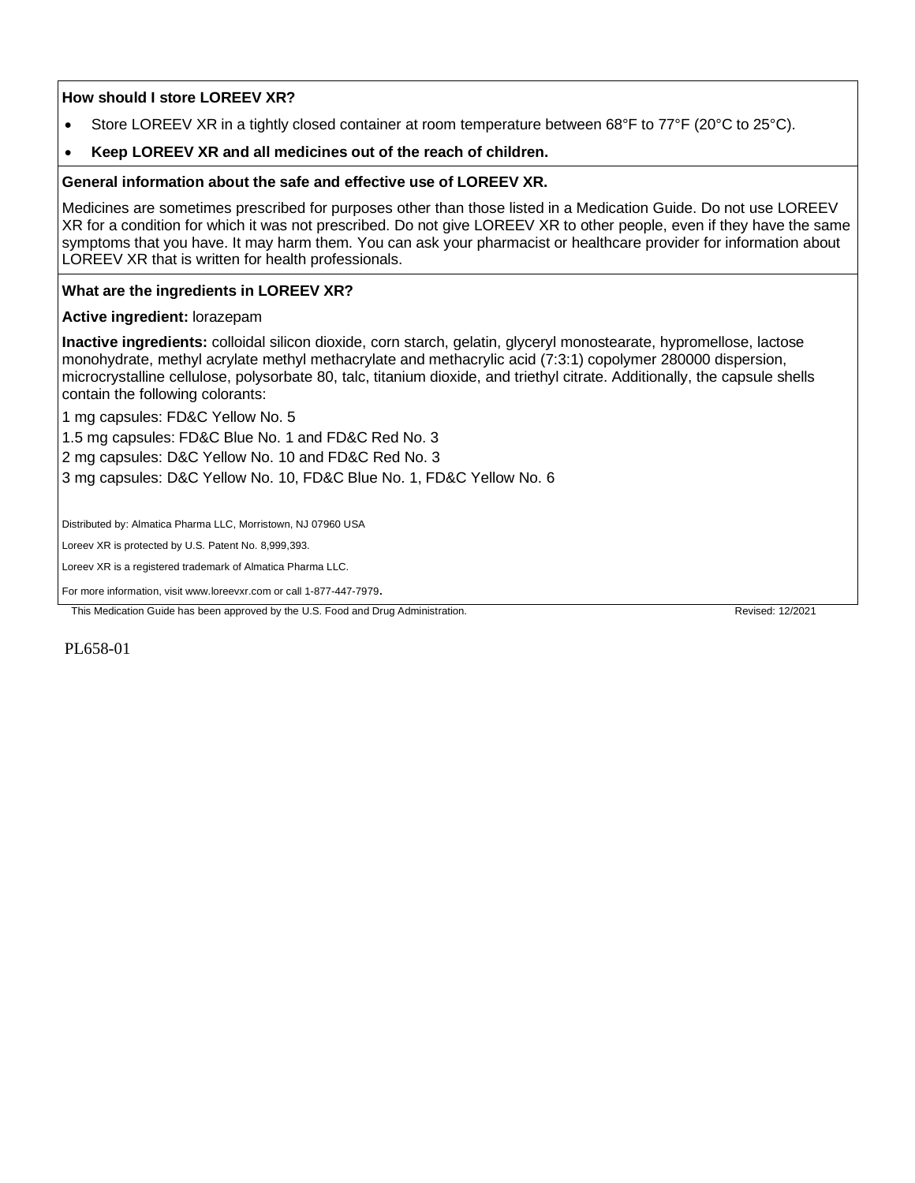**How should I store LOREEV XR?**

- Store LOREEV XR in a tightly closed container at room temperature between 68°F to 77°F (20°C to 25°C).
- **Keep LOREEV XR and all medicines out of the reach of children.**

**General information about the safe and effective use of LOREEV XR.**

Medicines are sometimes prescribed for purposes other than those listed in a Medication Guide. Do not use LOREEV XR for a condition for which it was not prescribed. Do not give LOREEV XR to other people, even if they have the same symptoms that you have. It may harm them. You can ask your pharmacist or healthcare provider for information about LOREEV XR that is written for health professionals.

**What are the ingredients in LOREEV XR?**

**Active ingredient:** lorazepam

**Inactive ingredients:** colloidal silicon dioxide, corn starch, gelatin, glyceryl monostearate, hypromellose, lactose monohydrate, methyl acrylate methyl methacrylate and methacrylic acid (7:3:1) copolymer 280000 dispersion, microcrystalline cellulose, polysorbate 80, talc, titanium dioxide, and triethyl citrate. Additionally, the capsule shells contain the following colorants:

1 mg capsules: FD&C Yellow No. 5

1.5 mg capsules: FD&C Blue No. 1 and FD&C Red No. 3

2 mg capsules: D&C Yellow No. 10 and FD&C Red No. 3

3 mg capsules: D&C Yellow No. 10, FD&C Blue No. 1, FD&C Yellow No. 6

Distributed by: Almatica Pharma LLC, Morristown, NJ 07960 USA

Loreev XR is protected by U.S. Patent No. 8,999,393.

Loreev XR is a registered trademark of Almatica Pharma LLC.

For more information, visit www.loreevxr.com or call 1-877-447-7979.

This Medication Guide has been approved by the U.S. Food and Drug Administration. Revised: 12/2021

PL658-01